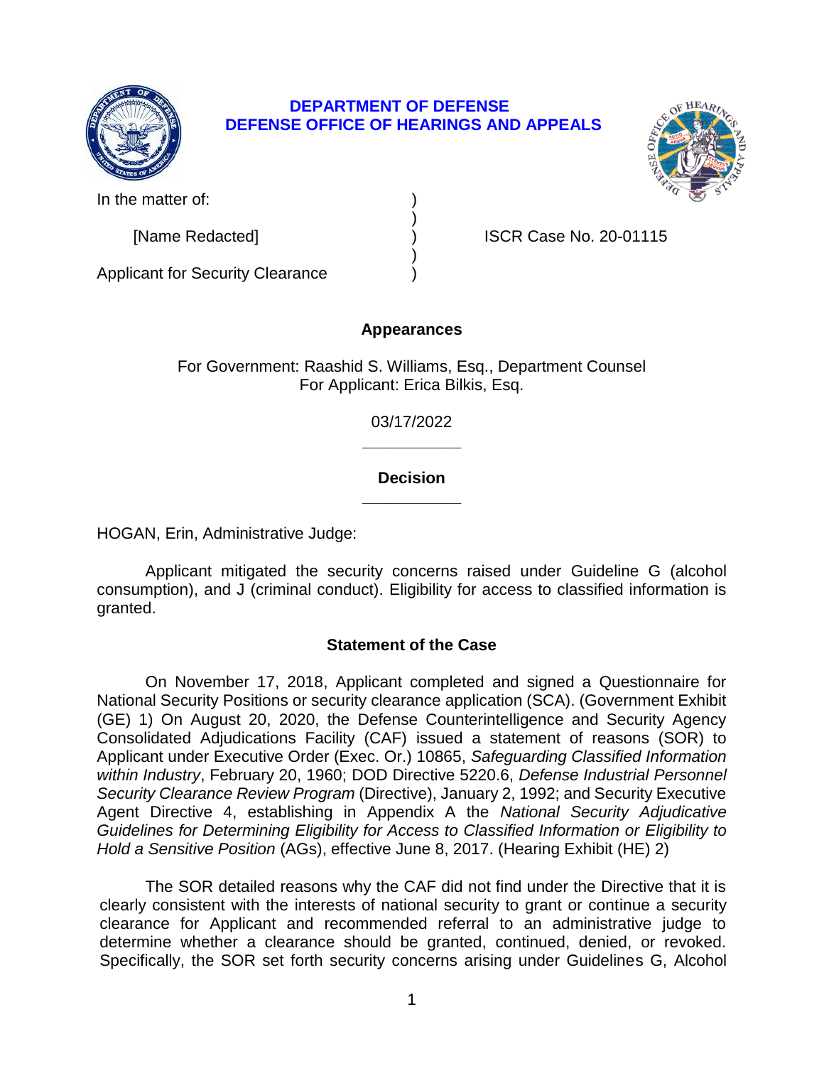# DEPARTMENT OF DEFENSE
# DEFENSE OFFICE OF HEARINGS AND APPEALS

In the matter of: )
)
[Name Redacted] ) ISCR Case No. 20-01115
)
Applicant for Security Clearance )

## Appearances

For Government: Raashid S. Williams, Esq., Department Counsel
For Applicant: Erica Bilkis, Esq.

03/17/2022

______________

## Decision

______________

HOGAN, Erin, Administrative Judge:

Applicant mitigated the security concerns raised under Guideline G (alcohol consumption), and J (criminal conduct). Eligibility for access to classified information is granted.

## Statement of the Case

On November 17, 2018, Applicant completed and signed a Questionnaire for National Security Positions or security clearance application (SCA). (Government Exhibit (GE) 1) On August 20, 2020, the Defense Counterintelligence and Security Agency Consolidated Adjudications Facility (CAF) issued a statement of reasons (SOR) to Applicant under Executive Order (Exec. Or.) 10865, *Safeguarding Classified Information within Industry*, February 20, 1960; DOD Directive 5220.6, *Defense Industrial Personnel Security Clearance Review Program* (Directive), January 2, 1992; and Security Executive Agent Directive 4, establishing in Appendix A the *National Security Adjudicative Guidelines for Determining Eligibility for Access to Classified Information or Eligibility to Hold a Sensitive Position* (AGs), effective June 8, 2017. (Hearing Exhibit (HE) 2)

The SOR detailed reasons why the CAF did not find under the Directive that it is clearly consistent with the interests of national security to grant or continue a security clearance for Applicant and recommended referral to an administrative judge to determine whether a clearance should be granted, continued, denied, or revoked. Specifically, the SOR set forth security concerns arising under Guidelines G, Alcohol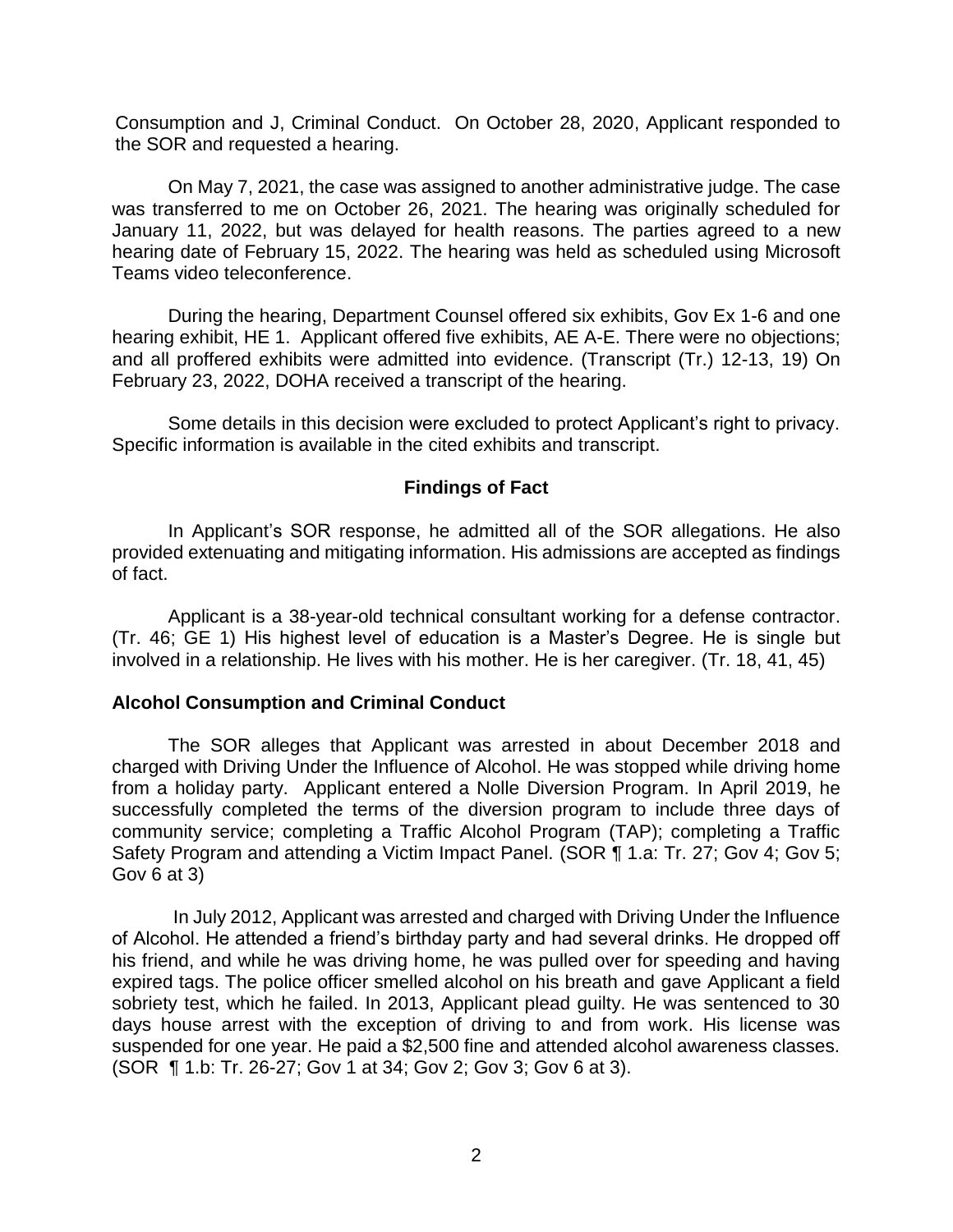Consumption and J, Criminal Conduct. On October 28, 2020, Applicant responded to the SOR and requested a hearing.

On May 7, 2021, the case was assigned to another administrative judge. The case was transferred to me on October 26, 2021. The hearing was originally scheduled for January 11, 2022, but was delayed for health reasons. The parties agreed to a new hearing date of February 15, 2022. The hearing was held as scheduled using Microsoft Teams video teleconference.

During the hearing, Department Counsel offered six exhibits, Gov Ex 1-6 and one hearing exhibit, HE 1. Applicant offered five exhibits, AE A-E. There were no objections; and all proffered exhibits were admitted into evidence. (Transcript (Tr.) 12-13, 19) On February 23, 2022, DOHA received a transcript of the hearing.

Some details in this decision were excluded to protect Applicant's right to privacy. Specific information is available in the cited exhibits and transcript.

## Findings of Fact

In Applicant's SOR response, he admitted all of the SOR allegations. He also provided extenuating and mitigating information. His admissions are accepted as findings of fact.

Applicant is a 38-year-old technical consultant working for a defense contractor. (Tr. 46; GE 1) His highest level of education is a Master's Degree. He is single but involved in a relationship. He lives with his mother. He is her caregiver. (Tr. 18, 41, 45)

### Alcohol Consumption and Criminal Conduct

The SOR alleges that Applicant was arrested in about December 2018 and charged with Driving Under the Influence of Alcohol. He was stopped while driving home from a holiday party. Applicant entered a Nolle Diversion Program. In April 2019, he successfully completed the terms of the diversion program to include three days of community service; completing a Traffic Alcohol Program (TAP); completing a Traffic Safety Program and attending a Victim Impact Panel. (SOR ¶ 1.a: Tr. 27; Gov 4; Gov 5; Gov 6 at 3)

In July 2012, Applicant was arrested and charged with Driving Under the Influence of Alcohol. He attended a friend's birthday party and had several drinks. He dropped off his friend, and while he was driving home, he was pulled over for speeding and having expired tags. The police officer smelled alcohol on his breath and gave Applicant a field sobriety test, which he failed. In 2013, Applicant plead guilty. He was sentenced to 30 days house arrest with the exception of driving to and from work. His license was suspended for one year. He paid a $2,500 fine and attended alcohol awareness classes. (SOR ¶ 1.b: Tr. 26-27; Gov 1 at 34; Gov 2; Gov 3; Gov 6 at 3).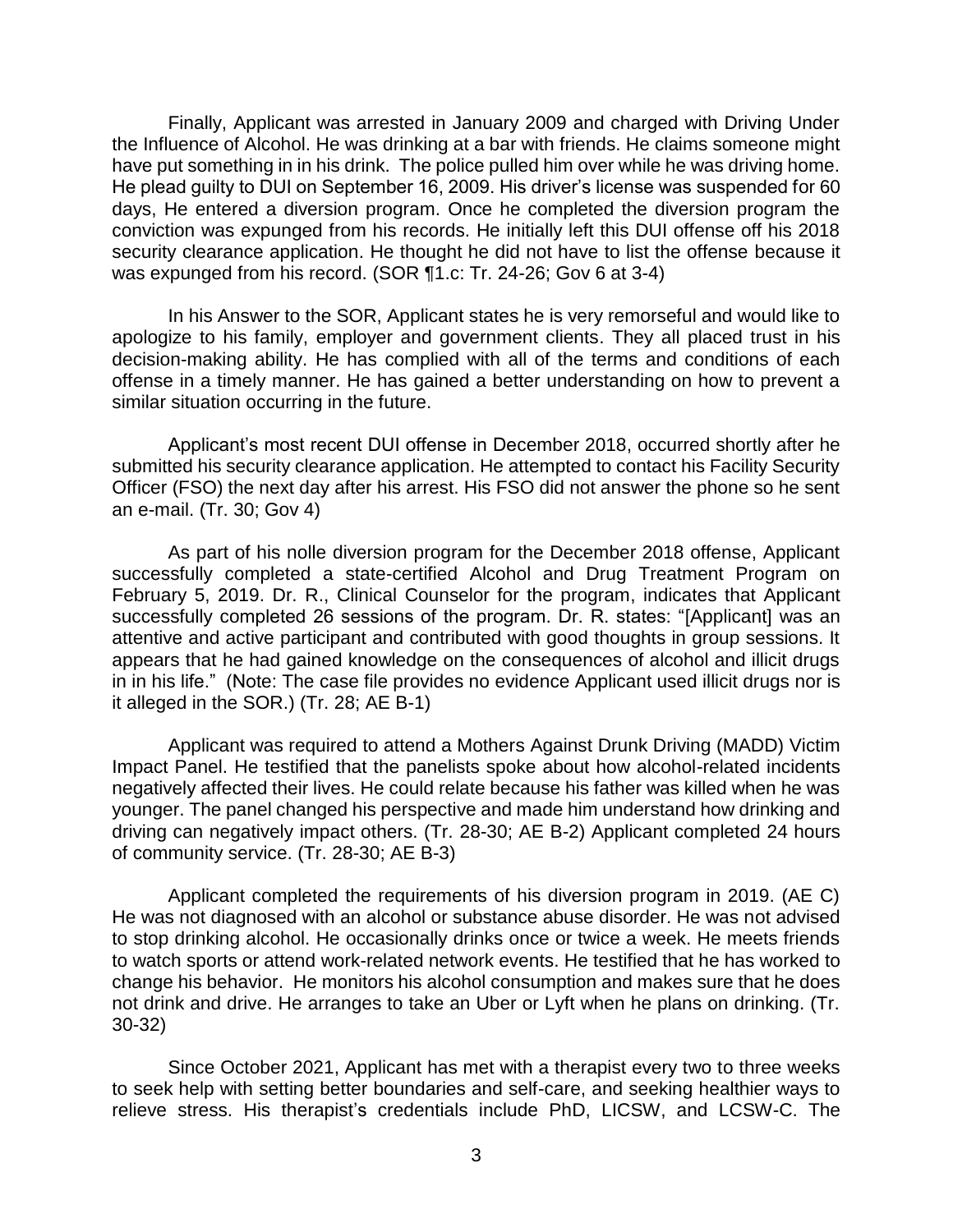Finally, Applicant was arrested in January 2009 and charged with Driving Under the Influence of Alcohol. He was drinking at a bar with friends. He claims someone might have put something in in his drink. The police pulled him over while he was driving home. He plead guilty to DUI on September 16, 2009. His driver's license was suspended for 60 days, He entered a diversion program. Once he completed the diversion program the conviction was expunged from his records. He initially left this DUI offense off his 2018 security clearance application. He thought he did not have to list the offense because it was expunged from his record. (SOR ¶1.c: Tr. 24-26; Gov 6 at 3-4)

In his Answer to the SOR, Applicant states he is very remorseful and would like to apologize to his family, employer and government clients. They all placed trust in his decision-making ability. He has complied with all of the terms and conditions of each offense in a timely manner. He has gained a better understanding on how to prevent a similar situation occurring in the future.

Applicant's most recent DUI offense in December 2018, occurred shortly after he submitted his security clearance application. He attempted to contact his Facility Security Officer (FSO) the next day after his arrest. His FSO did not answer the phone so he sent an e-mail. (Tr. 30; Gov 4)

As part of his nolle diversion program for the December 2018 offense, Applicant successfully completed a state-certified Alcohol and Drug Treatment Program on February 5, 2019. Dr. R., Clinical Counselor for the program, indicates that Applicant successfully completed 26 sessions of the program. Dr. R. states: "[Applicant] was an attentive and active participant and contributed with good thoughts in group sessions. It appears that he had gained knowledge on the consequences of alcohol and illicit drugs in in his life." (Note: The case file provides no evidence Applicant used illicit drugs nor is it alleged in the SOR.) (Tr. 28; AE B-1)

Applicant was required to attend a Mothers Against Drunk Driving (MADD) Victim Impact Panel. He testified that the panelists spoke about how alcohol-related incidents negatively affected their lives. He could relate because his father was killed when he was younger. The panel changed his perspective and made him understand how drinking and driving can negatively impact others. (Tr. 28-30; AE B-2) Applicant completed 24 hours of community service. (Tr. 28-30; AE B-3)

Applicant completed the requirements of his diversion program in 2019. (AE C) He was not diagnosed with an alcohol or substance abuse disorder. He was not advised to stop drinking alcohol. He occasionally drinks once or twice a week. He meets friends to watch sports or attend work-related network events. He testified that he has worked to change his behavior. He monitors his alcohol consumption and makes sure that he does not drink and drive. He arranges to take an Uber or Lyft when he plans on drinking. (Tr. 30-32)

Since October 2021, Applicant has met with a therapist every two to three weeks to seek help with setting better boundaries and self-care, and seeking healthier ways to relieve stress. His therapist's credentials include PhD, LICSW, and LCSW-C. The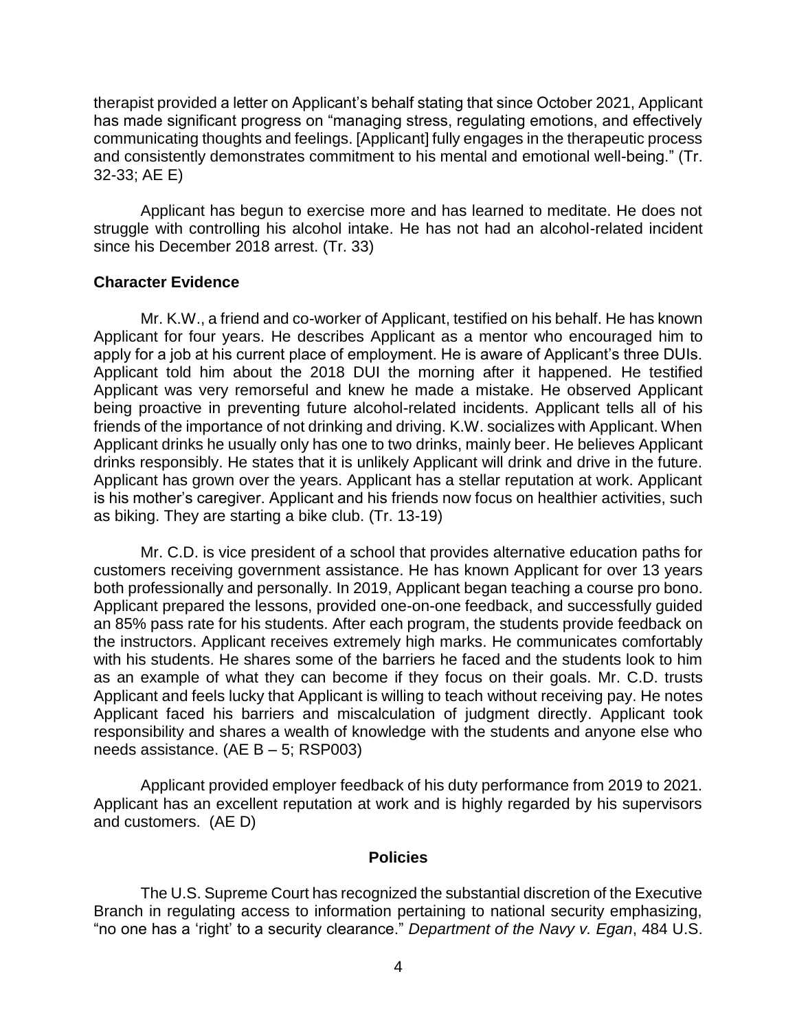therapist provided a letter on Applicant's behalf stating that since October 2021, Applicant has made significant progress on "managing stress, regulating emotions, and effectively communicating thoughts and feelings. [Applicant] fully engages in the therapeutic process and consistently demonstrates commitment to his mental and emotional well-being." (Tr. 32-33; AE E)

Applicant has begun to exercise more and has learned to meditate. He does not struggle with controlling his alcohol intake. He has not had an alcohol-related incident since his December 2018 arrest. (Tr. 33)

### Character Evidence

Mr. K.W., a friend and co-worker of Applicant, testified on his behalf. He has known Applicant for four years. He describes Applicant as a mentor who encouraged him to apply for a job at his current place of employment. He is aware of Applicant's three DUIs. Applicant told him about the 2018 DUI the morning after it happened. He testified Applicant was very remorseful and knew he made a mistake. He observed Applicant being proactive in preventing future alcohol-related incidents. Applicant tells all of his friends of the importance of not drinking and driving. K.W. socializes with Applicant. When Applicant drinks he usually only has one to two drinks, mainly beer. He believes Applicant drinks responsibly. He states that it is unlikely Applicant will drink and drive in the future. Applicant has grown over the years. Applicant has a stellar reputation at work. Applicant is his mother's caregiver. Applicant and his friends now focus on healthier activities, such as biking. They are starting a bike club. (Tr. 13-19)

Mr. C.D. is vice president of a school that provides alternative education paths for customers receiving government assistance. He has known Applicant for over 13 years both professionally and personally. In 2019, Applicant began teaching a course pro bono. Applicant prepared the lessons, provided one-on-one feedback, and successfully guided an 85% pass rate for his students. After each program, the students provide feedback on the instructors. Applicant receives extremely high marks. He communicates comfortably with his students. He shares some of the barriers he faced and the students look to him as an example of what they can become if they focus on their goals. Mr. C.D. trusts Applicant and feels lucky that Applicant is willing to teach without receiving pay. He notes Applicant faced his barriers and miscalculation of judgment directly. Applicant took responsibility and shares a wealth of knowledge with the students and anyone else who needs assistance. (AE B – 5; RSP003)

Applicant provided employer feedback of his duty performance from 2019 to 2021. Applicant has an excellent reputation at work and is highly regarded by his supervisors and customers. (AE D)

## Policies

The U.S. Supreme Court has recognized the substantial discretion of the Executive Branch in regulating access to information pertaining to national security emphasizing, "no one has a 'right' to a security clearance." *Department of the Navy v. Egan*, 484 U.S.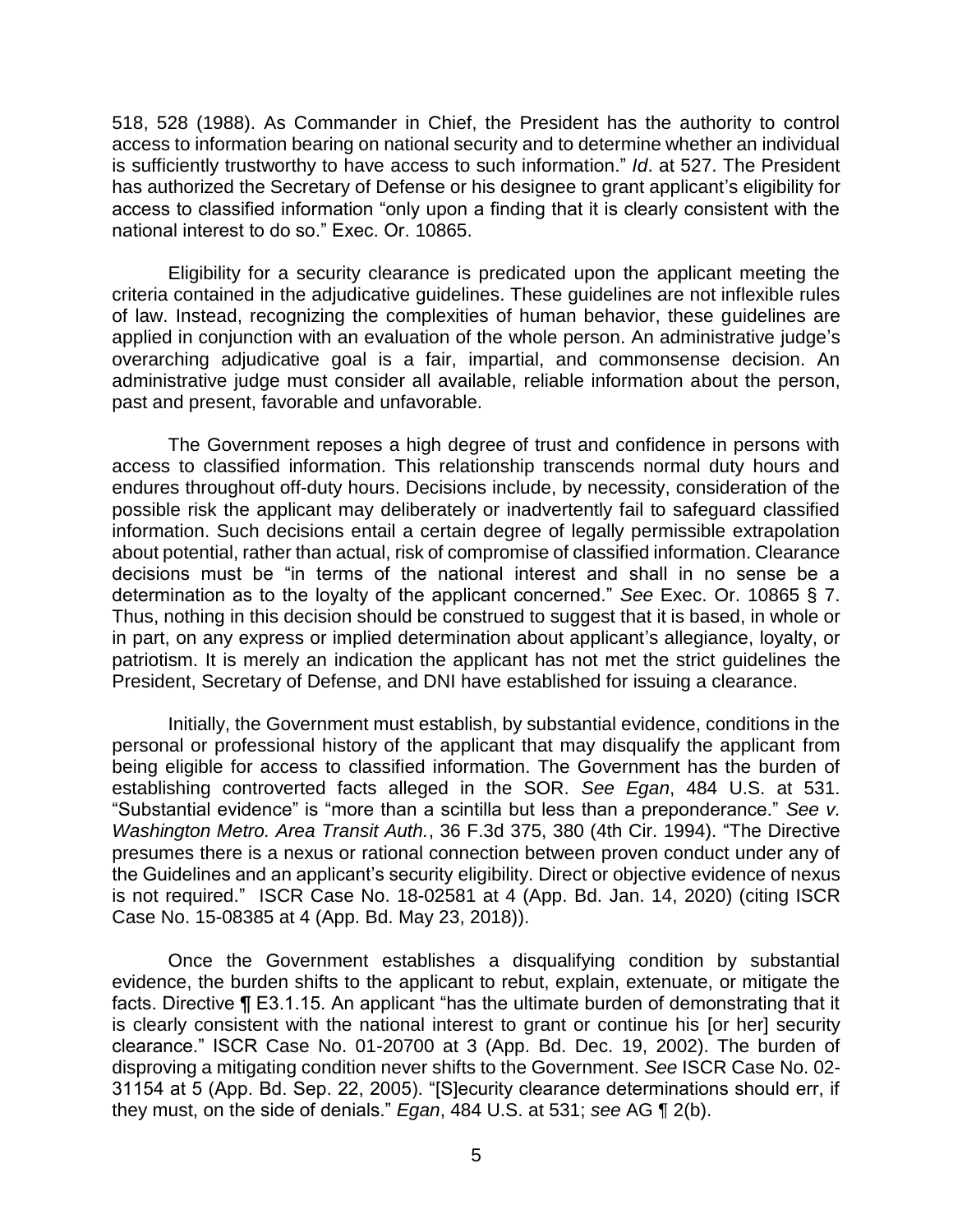518, 528 (1988). As Commander in Chief, the President has the authority to control access to information bearing on national security and to determine whether an individual is sufficiently trustworthy to have access to such information." *Id*. at 527. The President has authorized the Secretary of Defense or his designee to grant applicant's eligibility for access to classified information "only upon a finding that it is clearly consistent with the national interest to do so." Exec. Or. 10865.

Eligibility for a security clearance is predicated upon the applicant meeting the criteria contained in the adjudicative guidelines. These guidelines are not inflexible rules of law. Instead, recognizing the complexities of human behavior, these guidelines are applied in conjunction with an evaluation of the whole person. An administrative judge's overarching adjudicative goal is a fair, impartial, and commonsense decision. An administrative judge must consider all available, reliable information about the person, past and present, favorable and unfavorable.

The Government reposes a high degree of trust and confidence in persons with access to classified information. This relationship transcends normal duty hours and endures throughout off-duty hours. Decisions include, by necessity, consideration of the possible risk the applicant may deliberately or inadvertently fail to safeguard classified information. Such decisions entail a certain degree of legally permissible extrapolation about potential, rather than actual, risk of compromise of classified information. Clearance decisions must be "in terms of the national interest and shall in no sense be a determination as to the loyalty of the applicant concerned." *See* Exec. Or. 10865 § 7. Thus, nothing in this decision should be construed to suggest that it is based, in whole or in part, on any express or implied determination about applicant's allegiance, loyalty, or patriotism. It is merely an indication the applicant has not met the strict guidelines the President, Secretary of Defense, and DNI have established for issuing a clearance.

Initially, the Government must establish, by substantial evidence, conditions in the personal or professional history of the applicant that may disqualify the applicant from being eligible for access to classified information. The Government has the burden of establishing controverted facts alleged in the SOR. *See Egan*, 484 U.S. at 531. "Substantial evidence" is "more than a scintilla but less than a preponderance." *See v. Washington Metro. Area Transit Auth.*, 36 F.3d 375, 380 (4th Cir. 1994). "The Directive presumes there is a nexus or rational connection between proven conduct under any of the Guidelines and an applicant's security eligibility. Direct or objective evidence of nexus is not required." ISCR Case No. 18-02581 at 4 (App. Bd. Jan. 14, 2020) (citing ISCR Case No. 15-08385 at 4 (App. Bd. May 23, 2018)).

Once the Government establishes a disqualifying condition by substantial evidence, the burden shifts to the applicant to rebut, explain, extenuate, or mitigate the facts. Directive ¶ E3.1.15. An applicant "has the ultimate burden of demonstrating that it is clearly consistent with the national interest to grant or continue his [or her] security clearance." ISCR Case No. 01-20700 at 3 (App. Bd. Dec. 19, 2002). The burden of disproving a mitigating condition never shifts to the Government. *See* ISCR Case No. 02-31154 at 5 (App. Bd. Sep. 22, 2005). "[S]ecurity clearance determinations should err, if they must, on the side of denials." *Egan*, 484 U.S. at 531; *see* AG ¶ 2(b).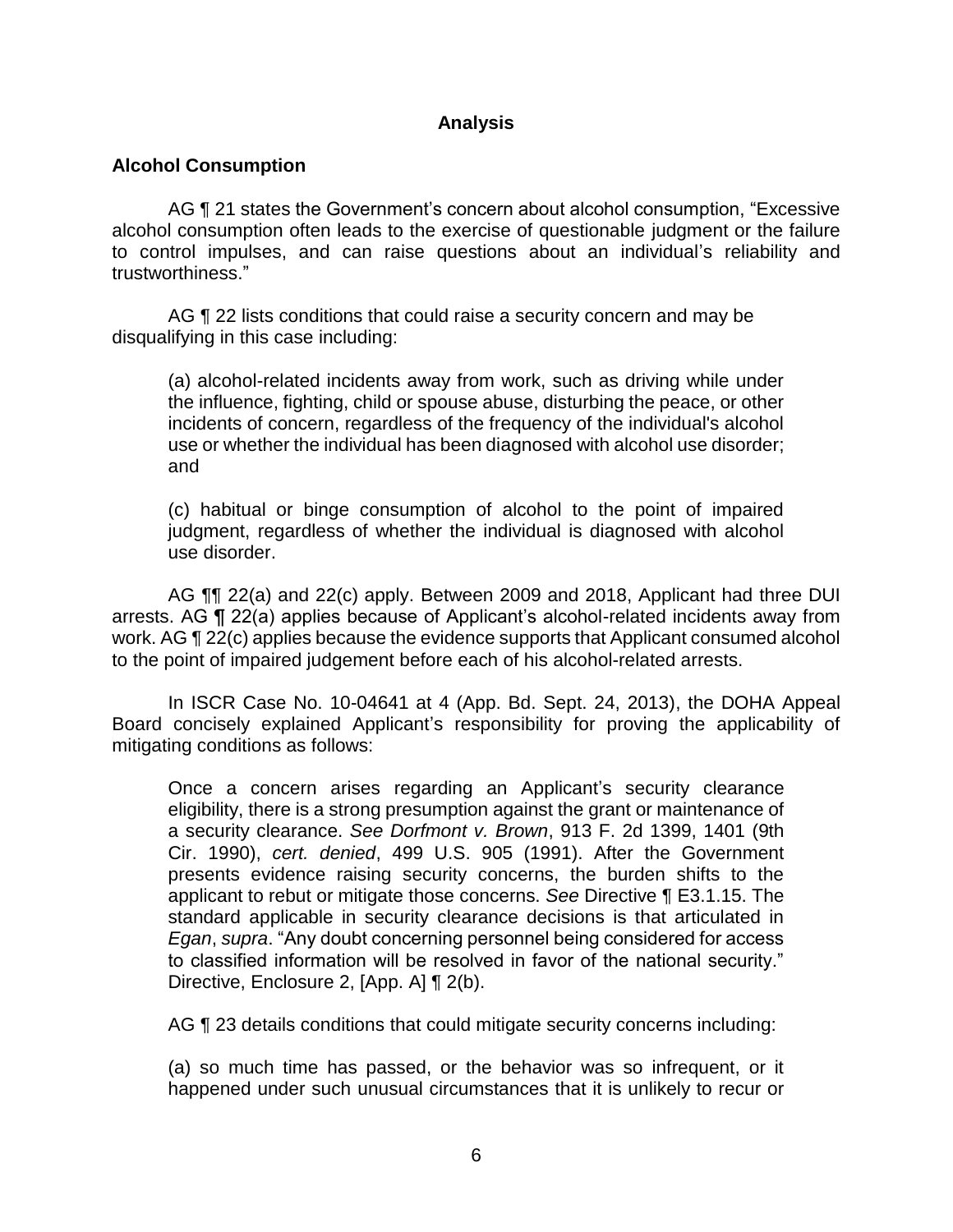## Analysis

### Alcohol Consumption

AG ¶ 21 states the Government's concern about alcohol consumption, "Excessive alcohol consumption often leads to the exercise of questionable judgment or the failure to control impulses, and can raise questions about an individual's reliability and trustworthiness."

AG ¶ 22 lists conditions that could raise a security concern and may be disqualifying in this case including:

> (a) alcohol-related incidents away from work, such as driving while under the influence, fighting, child or spouse abuse, disturbing the peace, or other incidents of concern, regardless of the frequency of the individual's alcohol use or whether the individual has been diagnosed with alcohol use disorder; and
>
> (c) habitual or binge consumption of alcohol to the point of impaired judgment, regardless of whether the individual is diagnosed with alcohol use disorder.

AG ¶¶ 22(a) and 22(c) apply. Between 2009 and 2018, Applicant had three DUI arrests. AG **¶** 22(a) applies because of Applicant's alcohol-related incidents away from work. AG ¶ 22(c) applies because the evidence supports that Applicant consumed alcohol to the point of impaired judgement before each of his alcohol-related arrests.

In ISCR Case No. 10-04641 at 4 (App. Bd. Sept. 24, 2013), the DOHA Appeal Board concisely explained Applicant's responsibility for proving the applicability of mitigating conditions as follows:

> Once a concern arises regarding an Applicant's security clearance eligibility, there is a strong presumption against the grant or maintenance of a security clearance. *See Dorfmont v. Brown*, 913 F. 2d 1399, 1401 (9th Cir. 1990), *cert. denied*, 499 U.S. 905 (1991). After the Government presents evidence raising security concerns, the burden shifts to the applicant to rebut or mitigate those concerns. *See* Directive ¶ E3.1.15. The standard applicable in security clearance decisions is that articulated in *Egan*, *supra*. "Any doubt concerning personnel being considered for access to classified information will be resolved in favor of the national security." Directive, Enclosure 2, [App. A] ¶ 2(b).

AG ¶ 23 details conditions that could mitigate security concerns including:

> (a) so much time has passed, or the behavior was so infrequent, or it happened under such unusual circumstances that it is unlikely to recur or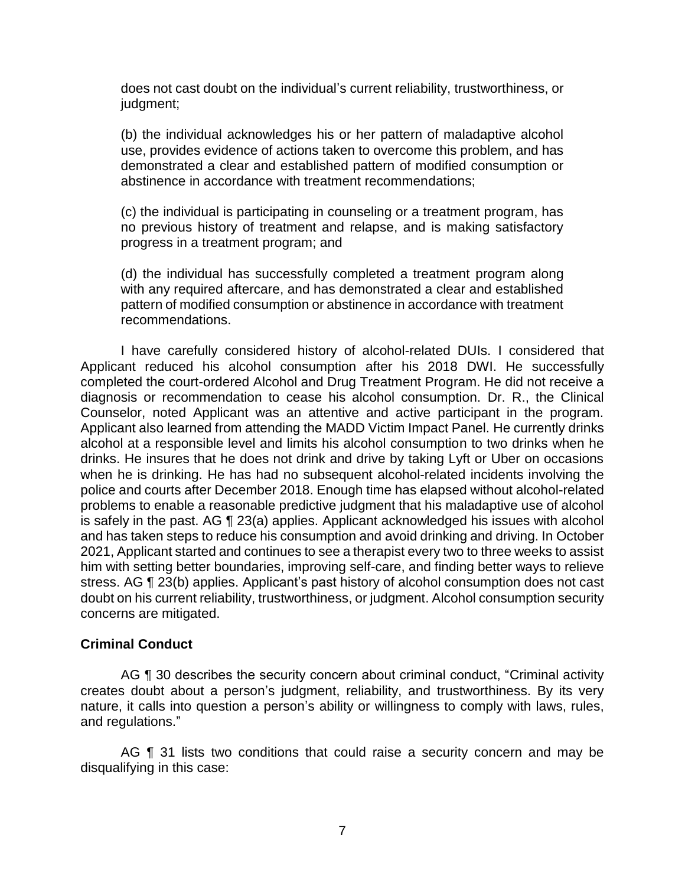does not cast doubt on the individual's current reliability, trustworthiness, or judgment;

(b) the individual acknowledges his or her pattern of maladaptive alcohol use, provides evidence of actions taken to overcome this problem, and has demonstrated a clear and established pattern of modified consumption or abstinence in accordance with treatment recommendations;

(c) the individual is participating in counseling or a treatment program, has no previous history of treatment and relapse, and is making satisfactory progress in a treatment program; and

(d) the individual has successfully completed a treatment program along with any required aftercare, and has demonstrated a clear and established pattern of modified consumption or abstinence in accordance with treatment recommendations.

I have carefully considered history of alcohol-related DUIs. I considered that Applicant reduced his alcohol consumption after his 2018 DWI. He successfully completed the court-ordered Alcohol and Drug Treatment Program. He did not receive a diagnosis or recommendation to cease his alcohol consumption. Dr. R., the Clinical Counselor, noted Applicant was an attentive and active participant in the program. Applicant also learned from attending the MADD Victim Impact Panel. He currently drinks alcohol at a responsible level and limits his alcohol consumption to two drinks when he drinks. He insures that he does not drink and drive by taking Lyft or Uber on occasions when he is drinking. He has had no subsequent alcohol-related incidents involving the police and courts after December 2018. Enough time has elapsed without alcohol-related problems to enable a reasonable predictive judgment that his maladaptive use of alcohol is safely in the past. AG ¶ 23(a) applies. Applicant acknowledged his issues with alcohol and has taken steps to reduce his consumption and avoid drinking and driving. In October 2021, Applicant started and continues to see a therapist every two to three weeks to assist him with setting better boundaries, improving self-care, and finding better ways to relieve stress. AG ¶ 23(b) applies. Applicant's past history of alcohol consumption does not cast doubt on his current reliability, trustworthiness, or judgment. Alcohol consumption security concerns are mitigated.

**Criminal Conduct**

AG ¶ 30 describes the security concern about criminal conduct, "Criminal activity creates doubt about a person's judgment, reliability, and trustworthiness. By its very nature, it calls into question a person's ability or willingness to comply with laws, rules, and regulations."

AG ¶ 31 lists two conditions that could raise a security concern and may be disqualifying in this case: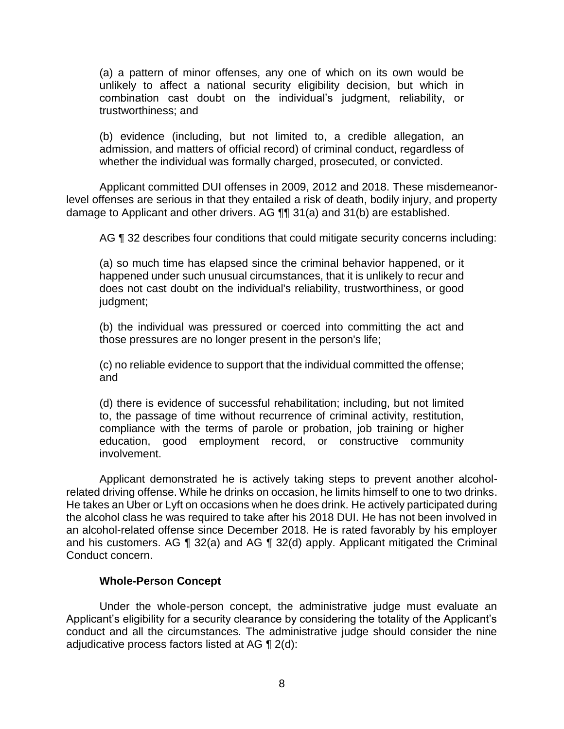(a) a pattern of minor offenses, any one of which on its own would be unlikely to affect a national security eligibility decision, but which in combination cast doubt on the individual's judgment, reliability, or trustworthiness; and

(b) evidence (including, but not limited to, a credible allegation, an admission, and matters of official record) of criminal conduct, regardless of whether the individual was formally charged, prosecuted, or convicted.

Applicant committed DUI offenses in 2009, 2012 and 2018. These misdemeanor-level offenses are serious in that they entailed a risk of death, bodily injury, and property damage to Applicant and other drivers. AG ¶¶ 31(a) and 31(b) are established.

AG ¶ 32 describes four conditions that could mitigate security concerns including:

(a) so much time has elapsed since the criminal behavior happened, or it happened under such unusual circumstances, that it is unlikely to recur and does not cast doubt on the individual's reliability, trustworthiness, or good judgment;

(b) the individual was pressured or coerced into committing the act and those pressures are no longer present in the person's life;

(c) no reliable evidence to support that the individual committed the offense; and

(d) there is evidence of successful rehabilitation; including, but not limited to, the passage of time without recurrence of criminal activity, restitution, compliance with the terms of parole or probation, job training or higher education, good employment record, or constructive community involvement.

Applicant demonstrated he is actively taking steps to prevent another alcohol-related driving offense. While he drinks on occasion, he limits himself to one to two drinks. He takes an Uber or Lyft on occasions when he does drink. He actively participated during the alcohol class he was required to take after his 2018 DUI. He has not been involved in an alcohol-related offense since December 2018. He is rated favorably by his employer and his customers. AG ¶ 32(a) and AG ¶ 32(d) apply. Applicant mitigated the Criminal Conduct concern.

### Whole-Person Concept

Under the whole-person concept, the administrative judge must evaluate an Applicant's eligibility for a security clearance by considering the totality of the Applicant's conduct and all the circumstances. The administrative judge should consider the nine adjudicative process factors listed at AG ¶ 2(d):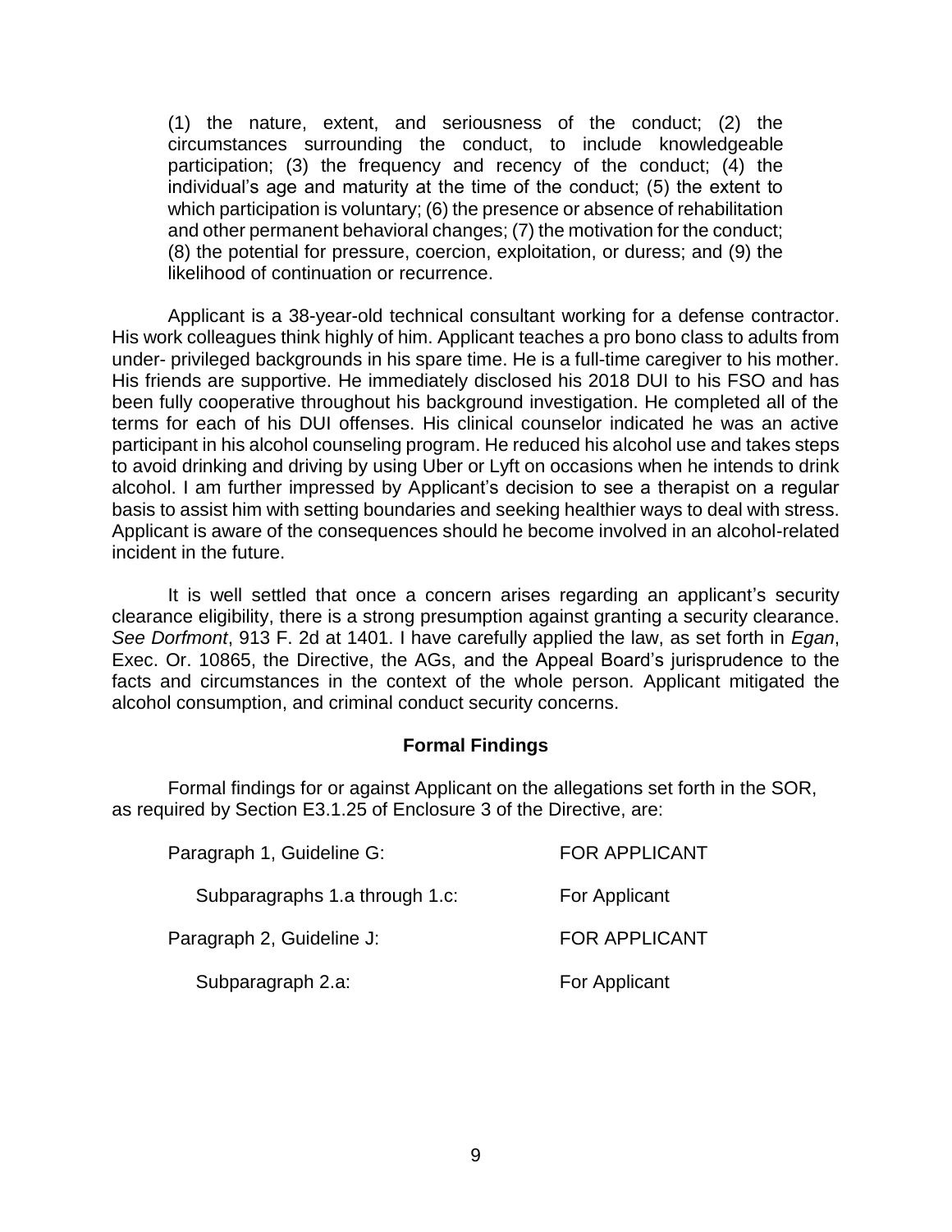(1) the nature, extent, and seriousness of the conduct; (2) the circumstances surrounding the conduct, to include knowledgeable participation; (3) the frequency and recency of the conduct; (4) the individual's age and maturity at the time of the conduct; (5) the extent to which participation is voluntary; (6) the presence or absence of rehabilitation and other permanent behavioral changes; (7) the motivation for the conduct; (8) the potential for pressure, coercion, exploitation, or duress; and (9) the likelihood of continuation or recurrence.

Applicant is a 38-year-old technical consultant working for a defense contractor. His work colleagues think highly of him. Applicant teaches a pro bono class to adults from under- privileged backgrounds in his spare time. He is a full-time caregiver to his mother. His friends are supportive. He immediately disclosed his 2018 DUI to his FSO and has been fully cooperative throughout his background investigation. He completed all of the terms for each of his DUI offenses. His clinical counselor indicated he was an active participant in his alcohol counseling program. He reduced his alcohol use and takes steps to avoid drinking and driving by using Uber or Lyft on occasions when he intends to drink alcohol. I am further impressed by Applicant's decision to see a therapist on a regular basis to assist him with setting boundaries and seeking healthier ways to deal with stress. Applicant is aware of the consequences should he become involved in an alcohol-related incident in the future.

It is well settled that once a concern arises regarding an applicant's security clearance eligibility, there is a strong presumption against granting a security clearance. *See Dorfmont*, 913 F. 2d at 1401. I have carefully applied the law, as set forth in *Egan*, Exec. Or. 10865, the Directive, the AGs, and the Appeal Board's jurisprudence to the facts and circumstances in the context of the whole person. Applicant mitigated the alcohol consumption, and criminal conduct security concerns.

## Formal Findings

Formal findings for or against Applicant on the allegations set forth in the SOR, as required by Section E3.1.25 of Enclosure 3 of the Directive, are:

| | |
|---|---|
| Paragraph 1, Guideline G: | FOR APPLICANT |
| Subparagraphs 1.a through 1.c: | For Applicant |
| Paragraph 2, Guideline J: | FOR APPLICANT |
| Subparagraph 2.a: | For Applicant |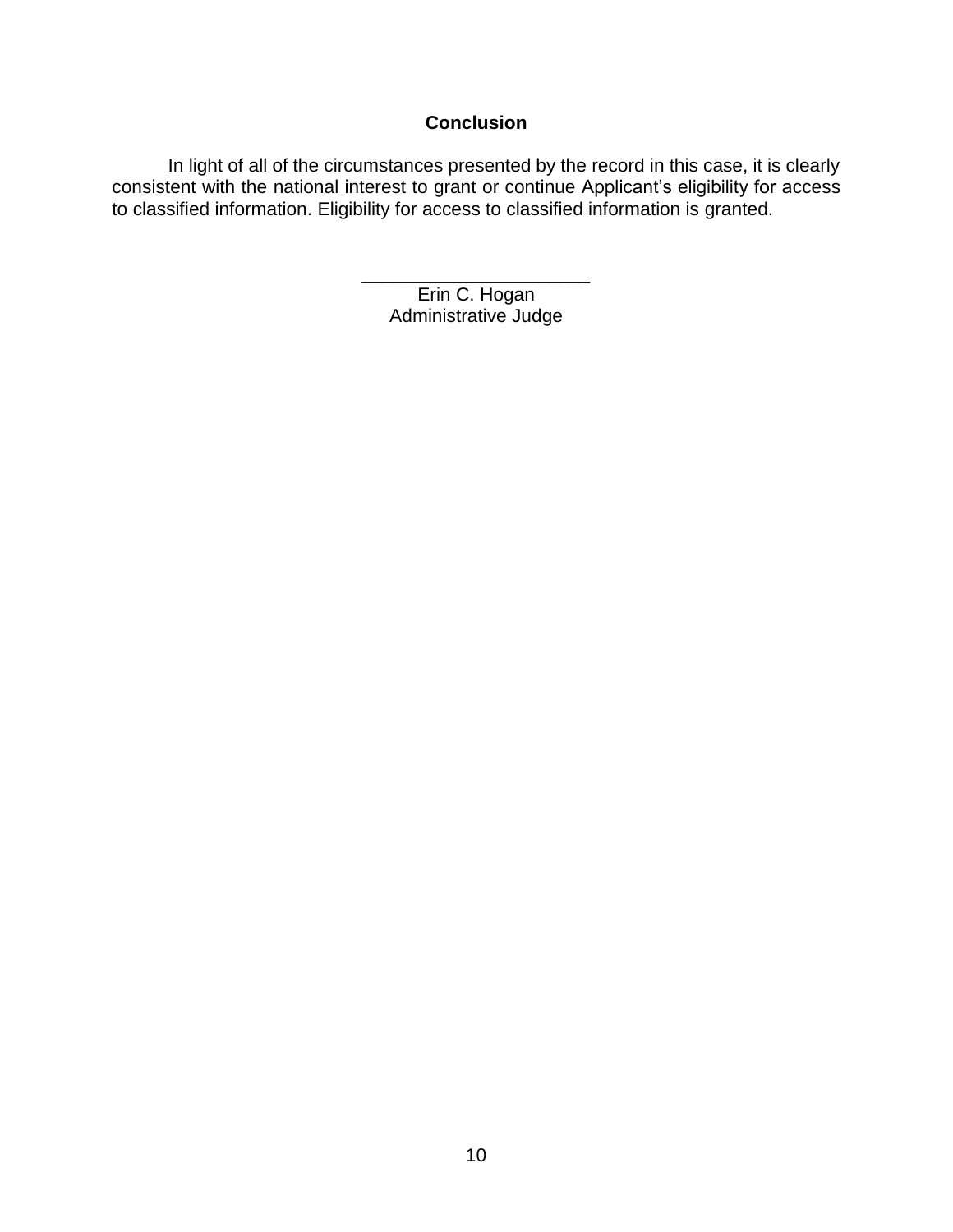## Conclusion

In light of all of the circumstances presented by the record in this case, it is clearly consistent with the national interest to grant or continue Applicant's eligibility for access to classified information. Eligibility for access to classified information is granted.

______________________

Erin C. Hogan
Administrative Judge